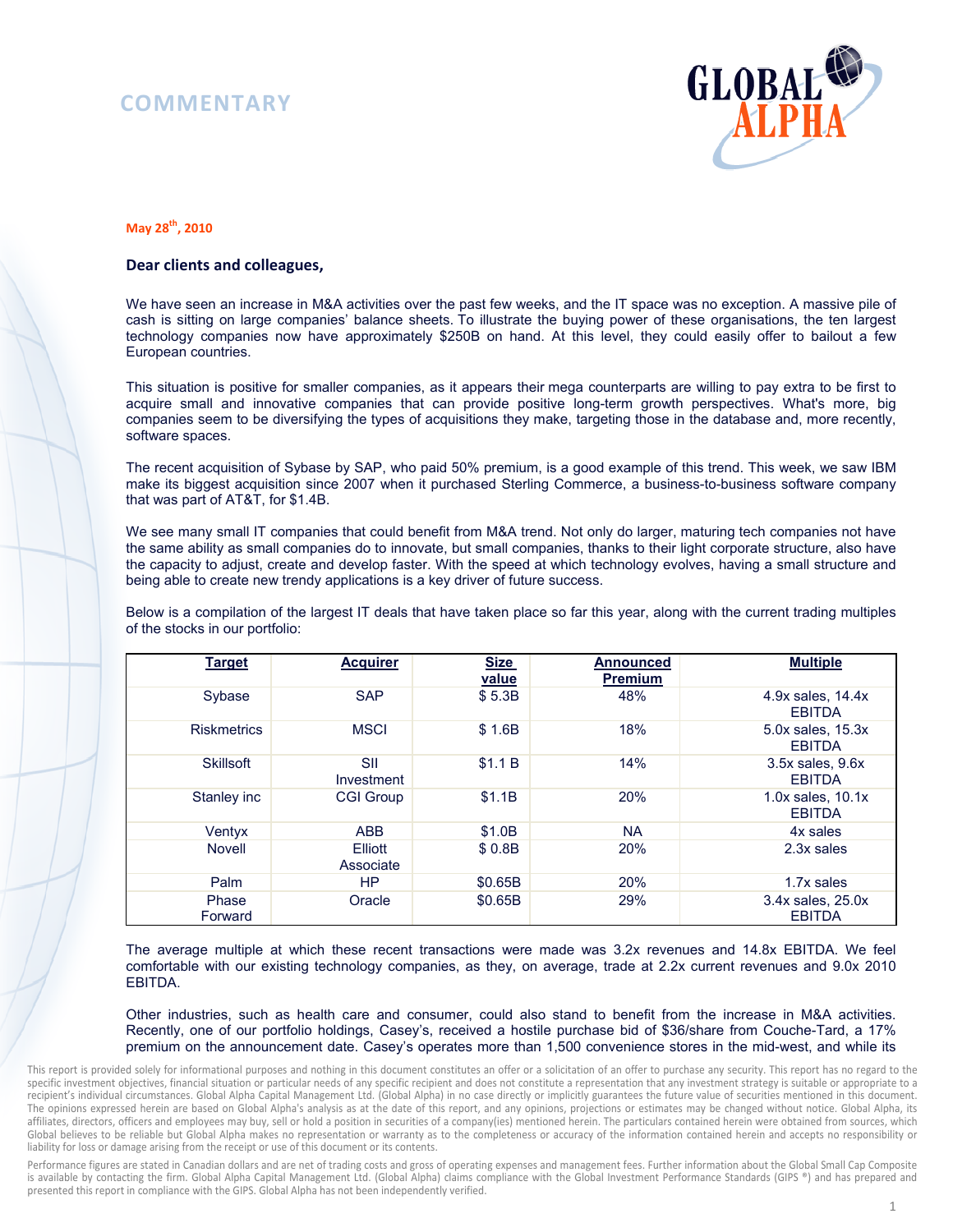# COMMENTARY

**May 28th, 2010**

**Dear clients and colleagues,**

We have seen an increase in M&A activities over the past few weeks, and the IT space was no exception. A massive pile of cash is sitting on large companies' balance sheets. To illustrate the buying power of these organisations, the ten largest technology companies now have approximately $250B on hand. At this level, they could easily offer to bailout a few European countries.

This situation is positive for smaller companies, as it appears their mega counterparts are willing to pay extra to be first to acquire small and innovative companies that can provide positive long-term growth perspectives. What's more, big companies seem to be diversifying the types of acquisitions they make, targeting those in the database and, more recently, software spaces.

The recent acquisition of Sybase by SAP, who paid 50% premium, is a good example of this trend. This week, we saw IBM make its biggest acquisition since 2007 when it purchased Sterling Commerce, a business-to-business software company that was part of AT&T, for $1.4B.

We see many small IT companies that could benefit from M&A trend. Not only do larger, maturing tech companies not have the same ability as small companies do to innovate, but small companies, thanks to their light corporate structure, also have the capacity to adjust, create and develop faster. With the speed at which technology evolves, having a small structure and being able to create new trendy applications is a key driver of future success.

Below is a compilation of the largest IT deals that have taken place so far this year, along with the current trading multiples of the stocks in our portfolio:

| Target | Acquirer | Size value | Announced Premium | Multiple |
|---|---|---|---|---|
| Sybase | SAP | $ 5.3B | 48% | 4.9x sales, 14.4x EBITDA |
| Riskmetrics | MSCI | $ 1.6B | 18% | 5.0x sales, 15.3x EBITDA |
| Skillsoft | SII Investment | $1.1 B | 14% | 3.5x sales, 9.6x EBITDA |
| Stanley inc | CGI Group | $1.1B | 20% | 1.0x sales, 10.1x EBITDA |
| Ventyx | ABB | $1.0B | NA | 4x sales |
| Novell | Elliott Associate | $ 0.8B | 20% | 2.3x sales |
| Palm | HP | $0.65B | 20% | 1.7x sales |
| Phase Forward | Oracle | $0.65B | 29% | 3.4x sales, 25.0x EBITDA |

The average multiple at which these recent transactions were made was 3.2x revenues and 14.8x EBITDA. We feel comfortable with our existing technology companies, as they, on average, trade at 2.2x current revenues and 9.0x 2010 EBITDA.

Other industries, such as health care and consumer, could also stand to benefit from the increase in M&A activities. Recently, one of our portfolio holdings, Casey's, received a hostile purchase bid of $36/share from Couche-Tard, a 17% premium on the announcement date. Casey's operates more than 1,500 convenience stores in the mid-west, and while its

This report is provided solely for informational purposes and nothing in this document constitutes an offer or a solicitation of an offer to purchase any security. This report has no regard to the specific investment objectives, financial situation or particular needs of any specific recipient and does not constitute a representation that any investment strategy is suitable or appropriate to a recipient's individual circumstances. Global Alpha Capital Management Ltd. (Global Alpha) in no case directly or implicitly guarantees the future value of securities mentioned in this document. The opinions expressed herein are based on Global Alpha's analysis as at the date of this report, and any opinions, projections or estimates may be changed without notice. Global Alpha, its affiliates, directors, officers and employees may buy, sell or hold a position in securities of a company(ies) mentioned herein. The particulars contained herein were obtained from sources, which Global believes to be reliable but Global Alpha makes no representation or warranty as to the completeness or accuracy of the information contained herein and accepts no responsibility or liability for loss or damage arising from the receipt or use of this document or its contents.

Performance figures are stated in Canadian dollars and are net of trading costs and gross of operating expenses and management fees. Further information about the Global Small Cap Composite is available by contacting the firm. Global Alpha Capital Management Ltd. (Global Alpha) claims compliance with the Global Investment Performance Standards (GIPS ®) and has prepared and presented this report in compliance with the GIPS. Global Alpha has not been independently verified.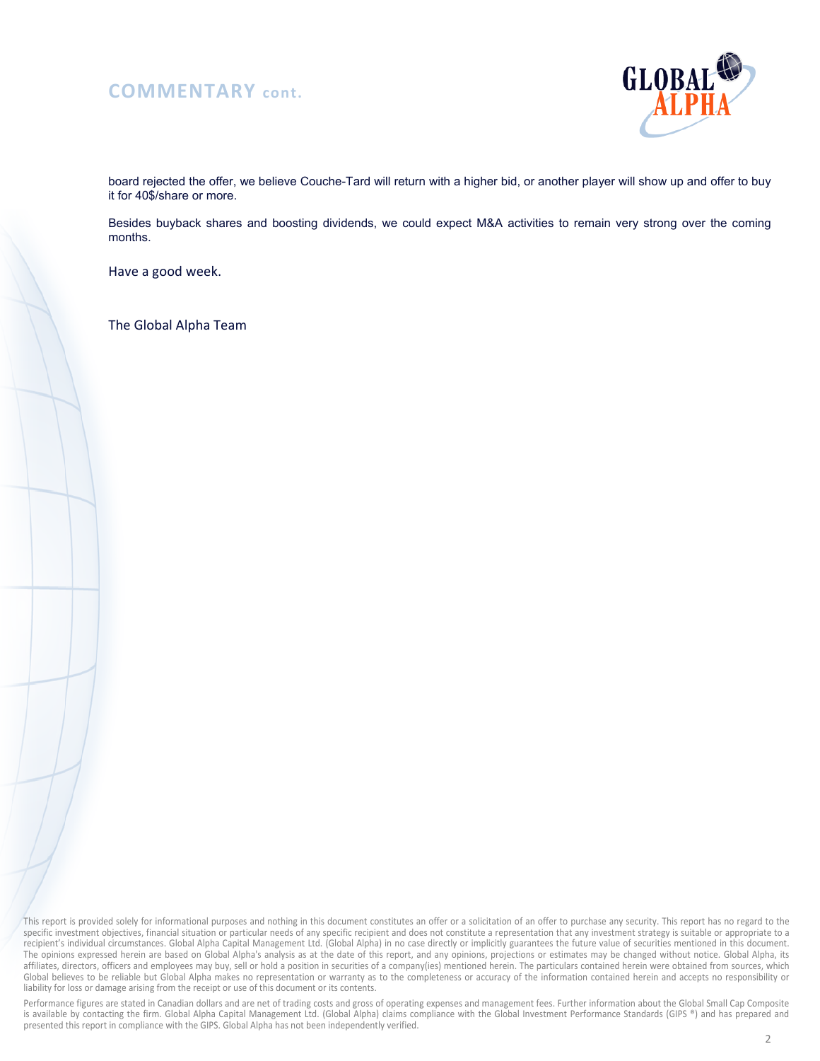## COMMENTARY cont.

board rejected the offer, we believe Couche-Tard will return with a higher bid, or another player will show up and offer to buy it for 40$/share or more.

Besides buyback shares and boosting dividends, we could expect M&A activities to remain very strong over the coming months.

Have a good week.

The Global Alpha Team

This report is provided solely for informational purposes and nothing in this document constitutes an offer or a solicitation of an offer to purchase any security. This report has no regard to the specific investment objectives, financial situation or particular needs of any specific recipient and does not constitute a representation that any investment strategy is suitable or appropriate to a recipient's individual circumstances. Global Alpha Capital Management Ltd. (Global Alpha) in no case directly or implicitly guarantees the future value of securities mentioned in this document. The opinions expressed herein are based on Global Alpha's analysis as at the date of this report, and any opinions, projections or estimates may be changed without notice. Global Alpha, its affiliates, directors, officers and employees may buy, sell or hold a position in securities of a company(ies) mentioned herein. The particulars contained herein were obtained from sources, which Global believes to be reliable but Global Alpha makes no representation or warranty as to the completeness or accuracy of the information contained herein and accepts no responsibility or liability for loss or damage arising from the receipt or use of this document or its contents.

Performance figures are stated in Canadian dollars and are net of trading costs and gross of operating expenses and management fees. Further information about the Global Small Cap Composite is available by contacting the firm. Global Alpha Capital Management Ltd. (Global Alpha) claims compliance with the Global Investment Performance Standards (GIPS ®) and has prepared and presented this report in compliance with the GIPS. Global Alpha has not been independently verified.